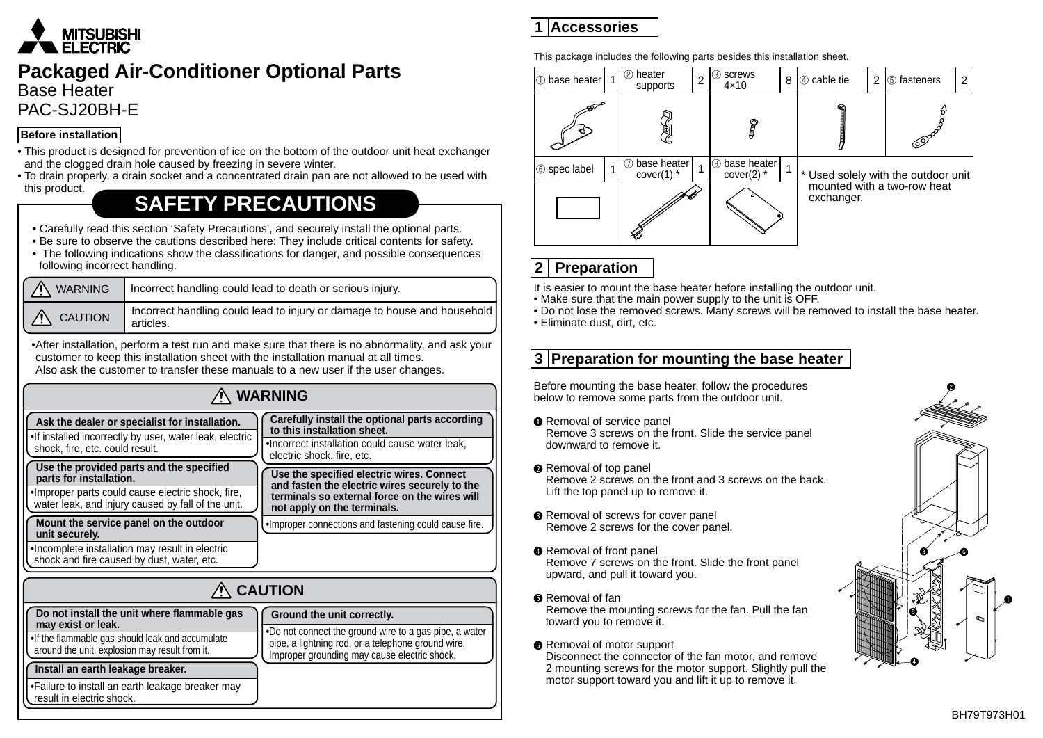# Packaged Air-Conditioner Optional Parts

Base Heater
PAC-SJ20BH-E

**Before installation**

- This product is designed for prevention of ice on the bottom of the outdoor unit heat exchanger and the clogged drain hole caused by freezing in severe winter.
- To drain properly, a drain socket and a concentrated drain pan are not allowed to be used with this product.

## SAFETY PRECAUTIONS

- Carefully read this section 'Safety Precautions', and securely install the optional parts.
- Be sure to observe the cautions described here: They include critical contents for safety.
- The following indications show the classifications for danger, and possible consequences following incorrect handling.

| | |
|---|---|
| ⚠ WARNING | Incorrect handling could lead to death or serious injury. |
| ⚠ CAUTION | Incorrect handling could lead to injury or damage to house and household articles. |

- After installation, perform a test run and make sure that there is no abnormality, and ask your customer to keep this installation sheet with the installation manual at all times.
  Also ask the customer to transfer these manuals to a new user if the user changes.

### ⚠ WARNING

**Ask the dealer or specialist for installation.**
- If installed incorrectly by user, water leak, electric shock, fire, etc. could result.

**Use the provided parts and the specified parts for installation.**
- Improper parts could cause electric shock, fire, water leak, and injury caused by fall of the unit.

**Mount the service panel on the outdoor unit securely.**
- Incomplete installation may result in electric shock and fire caused by dust, water, etc.

**Carefully install the optional parts according to this installation sheet.**
- Incorrect installation could cause water leak, electric shock, fire, etc.

**Use the specified electric wires. Connect and fasten the electric wires securely to the terminals so external force on the wires will not apply on the terminals.**
- Improper connections and fastening could cause fire.

### ⚠ CAUTION

**Do not install the unit where flammable gas may exist or leak.**
- If the flammable gas should leak and accumulate around the unit, explosion may result from it.

**Install an earth leakage breaker.**
- Failure to install an earth leakage breaker may result in electric shock.

**Ground the unit correctly.**
- Do not connect the ground wire to a gas pipe, a water pipe, a lightning rod, or a telephone ground wire. Improper grounding may cause electric shock.

## 1 Accessories

This package includes the following parts besides this installation sheet.

| Part | Qty |
|---|---|
| ① base heater | 1 |
| ② heater supports | 2 |
| ③ screws 4×10 | 8 |
| ④ cable tie | 2 |
| ⑤ fasteners | 2 |
| ⑥ spec label | 1 |
| ⑦ base heater cover(1) * | 1 |
| ⑧ base heater cover(2) * | 1 |

\* Used solely with the outdoor unit mounted with a two-row heat exchanger.

## 2 Preparation

It is easier to mount the base heater before installing the outdoor unit.
- Make sure that the main power supply to the unit is OFF.
- Do not lose the removed screws. Many screws will be removed to install the base heater.
- Eliminate dust, dirt, etc.

## 3 Preparation for mounting the base heater

Before mounting the base heater, follow the procedures below to remove some parts from the outdoor unit.

❶ Removal of service panel
Remove 3 screws on the front. Slide the service panel downward to remove it.

❷ Removal of top panel
Remove 2 screws on the front and 3 screws on the back. Lift the top panel up to remove it.

❸ Removal of screws for cover panel
Remove 2 screws for the cover panel.

❹ Removal of front panel
Remove 7 screws on the front. Slide the front panel upward, and pull it toward you.

❺ Removal of fan
Remove the mounting screws for the fan. Pull the fan toward you to remove it.

❻ Removal of motor support
Disconnect the connector of the fan motor, and remove 2 mounting screws for the motor support. Slightly pull the motor support toward you and lift it up to remove it.

BH79T973H01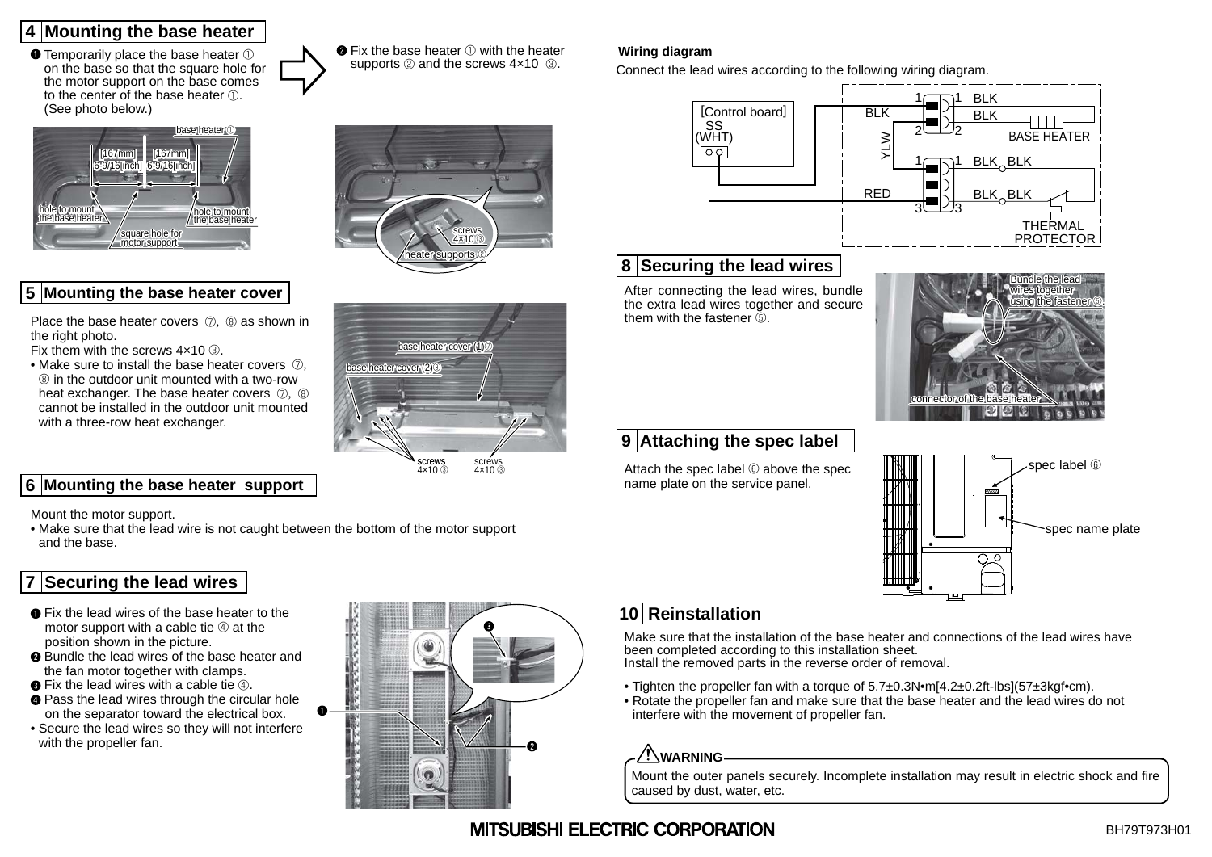## 4 Mounting the base heater

❶ Temporarily place the base heater ① on the base so that the square hole for the motor support on the base comes to the center of the base heater ①. (See photo below.)

base heater ①
[167mm] 6-9/16[inch]
[167mm] 6-9/16[inch]
hole to mount the base heater
hole to mount the base heater
square hole for motor support

❷ Fix the base heater ① with the heater supports ② and the screws 4×10 ③.

screws 4×10③
heater supports②

## 5 Mounting the base heater cover

Place the base heater covers ⑦, ⑧ as shown in the right photo.
Fix them with the screws 4×10 ③.

- Make sure to install the base heater covers ⑦, ⑧ in the outdoor unit mounted with a two-row heat exchanger. The base heater covers ⑦, ⑧ cannot be installed in the outdoor unit mounted with a three-row heat exchanger.

base heater cover (1)⑦
base heater cover (2)⑧
screws 4×10 ③
screws 4×10 ③

## 6 Mounting the base heater support

Mount the motor support.

- Make sure that the lead wire is not caught between the bottom of the motor support and the base.

## 7 Securing the lead wires

❶ Fix the lead wires of the base heater to the motor support with a cable tie ④ at the position shown in the picture.
❷ Bundle the lead wires of the base heater and the fan motor together with clamps.
❸ Fix the lead wires with a cable tie ④.
❹ Pass the lead wires through the circular hole on the separator toward the electrical box.

- Secure the lead wires so they will not interfere with the propeller fan.

❶
❷
❸

### Wiring diagram

Connect the lead wires according to the following wiring diagram.

[Control board]
SS
(WHT)
BLK
YLW
RED
1 1 BLK
BLK
2 2
BASE HEATER
1 1 BLK BLK
BLK BLK
3 3
THERMAL PROTECTOR

## 8 Securing the lead wires

After connecting the lead wires, bundle the extra lead wires together and secure them with the fastener ⑤.

Bundle the lead wires together using the fastener ⑤
connector of the base heater

## 9 Attaching the spec label

Attach the spec label ⑥ above the spec name plate on the service panel.

spec label ⑥
spec name plate

## 10 Reinstallation

Make sure that the installation of the base heater and connections of the lead wires have been completed according to this installation sheet.
Install the removed parts in the reverse order of removal.

- Tighten the propeller fan with a torque of 5.7±0.3N•m[4.2±0.2ft-lbs](57±3kgf•cm).
- Rotate the propeller fan and make sure that the base heater and the lead wires do not interfere with the movement of propeller fan.

**⚠WARNING**

Mount the outer panels securely. Incomplete installation may result in electric shock and fire caused by dust, water, etc.

**MITSUBISHI ELECTRIC CORPORATION**

BH79T973H01